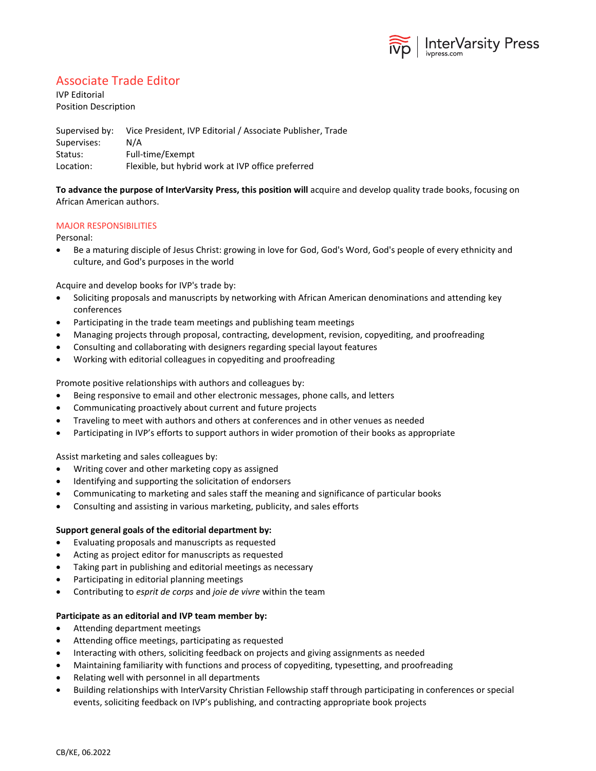# Associate Trade Editor

IVP Editorial
Position Description

| | |
|---|---|
| Supervised by: | Vice President, IVP Editorial / Associate Publisher, Trade |
| Supervises: | N/A |
| Status: | Full-time/Exempt |
| Location: | Flexible, but hybrid work at IVP office preferred |

**To advance the purpose of InterVarsity Press, this position will** acquire and develop quality trade books, focusing on African American authors.

## MAJOR RESPONSIBILITIES

Personal:

- Be a maturing disciple of Jesus Christ: growing in love for God, God's Word, God's people of every ethnicity and culture, and God's purposes in the world

Acquire and develop books for IVP's trade by:

- Soliciting proposals and manuscripts by networking with African American denominations and attending key conferences
- Participating in the trade team meetings and publishing team meetings
- Managing projects through proposal, contracting, development, revision, copyediting, and proofreading
- Consulting and collaborating with designers regarding special layout features
- Working with editorial colleagues in copyediting and proofreading

Promote positive relationships with authors and colleagues by:

- Being responsive to email and other electronic messages, phone calls, and letters
- Communicating proactively about current and future projects
- Traveling to meet with authors and others at conferences and in other venues as needed
- Participating in IVP's efforts to support authors in wider promotion of their books as appropriate

Assist marketing and sales colleagues by:

- Writing cover and other marketing copy as assigned
- Identifying and supporting the solicitation of endorsers
- Communicating to marketing and sales staff the meaning and significance of particular books
- Consulting and assisting in various marketing, publicity, and sales efforts

**Support general goals of the editorial department by:**

- Evaluating proposals and manuscripts as requested
- Acting as project editor for manuscripts as requested
- Taking part in publishing and editorial meetings as necessary
- Participating in editorial planning meetings
- Contributing to *esprit de corps* and *joie de vivre* within the team

**Participate as an editorial and IVP team member by:**

- Attending department meetings
- Attending office meetings, participating as requested
- Interacting with others, soliciting feedback on projects and giving assignments as needed
- Maintaining familiarity with functions and process of copyediting, typesetting, and proofreading
- Relating well with personnel in all departments
- Building relationships with InterVarsity Christian Fellowship staff through participating in conferences or special events, soliciting feedback on IVP's publishing, and contracting appropriate book projects

CB/KE, 06.2022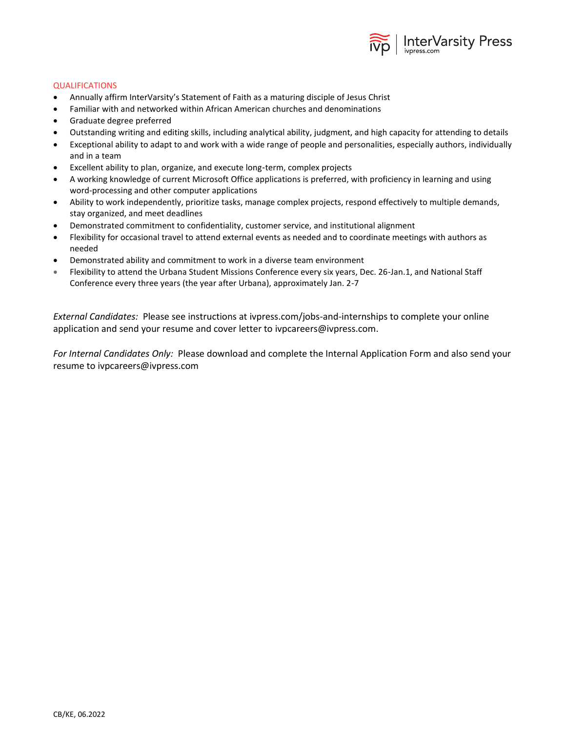## QUALIFICATIONS

- Annually affirm InterVarsity's Statement of Faith as a maturing disciple of Jesus Christ
- Familiar with and networked within African American churches and denominations
- Graduate degree preferred
- Outstanding writing and editing skills, including analytical ability, judgment, and high capacity for attending to details
- Exceptional ability to adapt to and work with a wide range of people and personalities, especially authors, individually and in a team
- Excellent ability to plan, organize, and execute long-term, complex projects
- A working knowledge of current Microsoft Office applications is preferred, with proficiency in learning and using word-processing and other computer applications
- Ability to work independently, prioritize tasks, manage complex projects, respond effectively to multiple demands, stay organized, and meet deadlines
- Demonstrated commitment to confidentiality, customer service, and institutional alignment
- Flexibility for occasional travel to attend external events as needed and to coordinate meetings with authors as needed
- Demonstrated ability and commitment to work in a diverse team environment
- Flexibility to attend the Urbana Student Missions Conference every six years, Dec. 26-Jan.1, and National Staff Conference every three years (the year after Urbana), approximately Jan. 2-7

*External Candidates:* Please see instructions at ivpress.com/jobs-and-internships to complete your online application and send your resume and cover letter to ivpcareers@ivpress.com.

*For Internal Candidates Only:* Please download and complete the Internal Application Form and also send your resume to ivpcareers@ivpress.com

CB/KE, 06.2022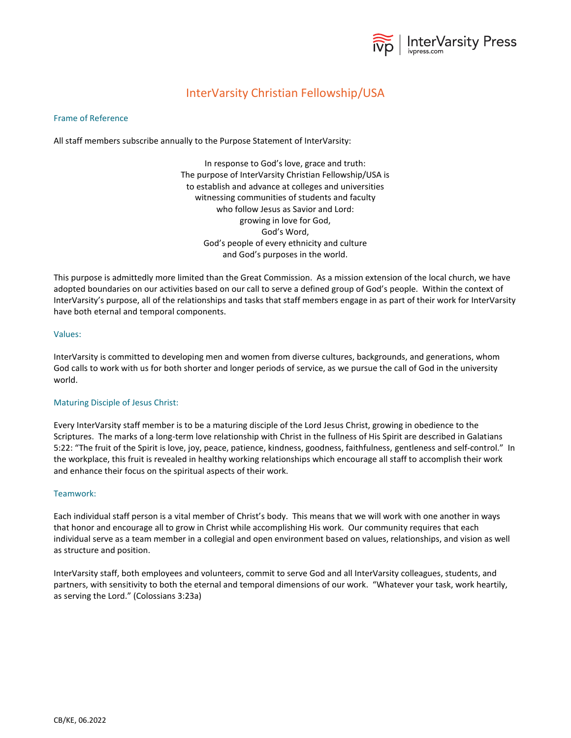# InterVarsity Christian Fellowship/USA

## Frame of Reference

All staff members subscribe annually to the Purpose Statement of InterVarsity:

> In response to God's love, grace and truth:
> The purpose of InterVarsity Christian Fellowship/USA is
> to establish and advance at colleges and universities
> witnessing communities of students and faculty
> who follow Jesus as Savior and Lord:
> growing in love for God,
> God's Word,
> God's people of every ethnicity and culture
> and God's purposes in the world.

This purpose is admittedly more limited than the Great Commission. As a mission extension of the local church, we have adopted boundaries on our activities based on our call to serve a defined group of God's people. Within the context of InterVarsity's purpose, all of the relationships and tasks that staff members engage in as part of their work for InterVarsity have both eternal and temporal components.

## Values:

InterVarsity is committed to developing men and women from diverse cultures, backgrounds, and generations, whom God calls to work with us for both shorter and longer periods of service, as we pursue the call of God in the university world.

## Maturing Disciple of Jesus Christ:

Every InterVarsity staff member is to be a maturing disciple of the Lord Jesus Christ, growing in obedience to the Scriptures. The marks of a long-term love relationship with Christ in the fullness of His Spirit are described in Galatians 5:22: "The fruit of the Spirit is love, joy, peace, patience, kindness, goodness, faithfulness, gentleness and self-control." In the workplace, this fruit is revealed in healthy working relationships which encourage all staff to accomplish their work and enhance their focus on the spiritual aspects of their work.

## Teamwork:

Each individual staff person is a vital member of Christ's body. This means that we will work with one another in ways that honor and encourage all to grow in Christ while accomplishing His work. Our community requires that each individual serve as a team member in a collegial and open environment based on values, relationships, and vision as well as structure and position.

InterVarsity staff, both employees and volunteers, commit to serve God and all InterVarsity colleagues, students, and partners, with sensitivity to both the eternal and temporal dimensions of our work. "Whatever your task, work heartily, as serving the Lord." (Colossians 3:23a)

CB/KE, 06.2022